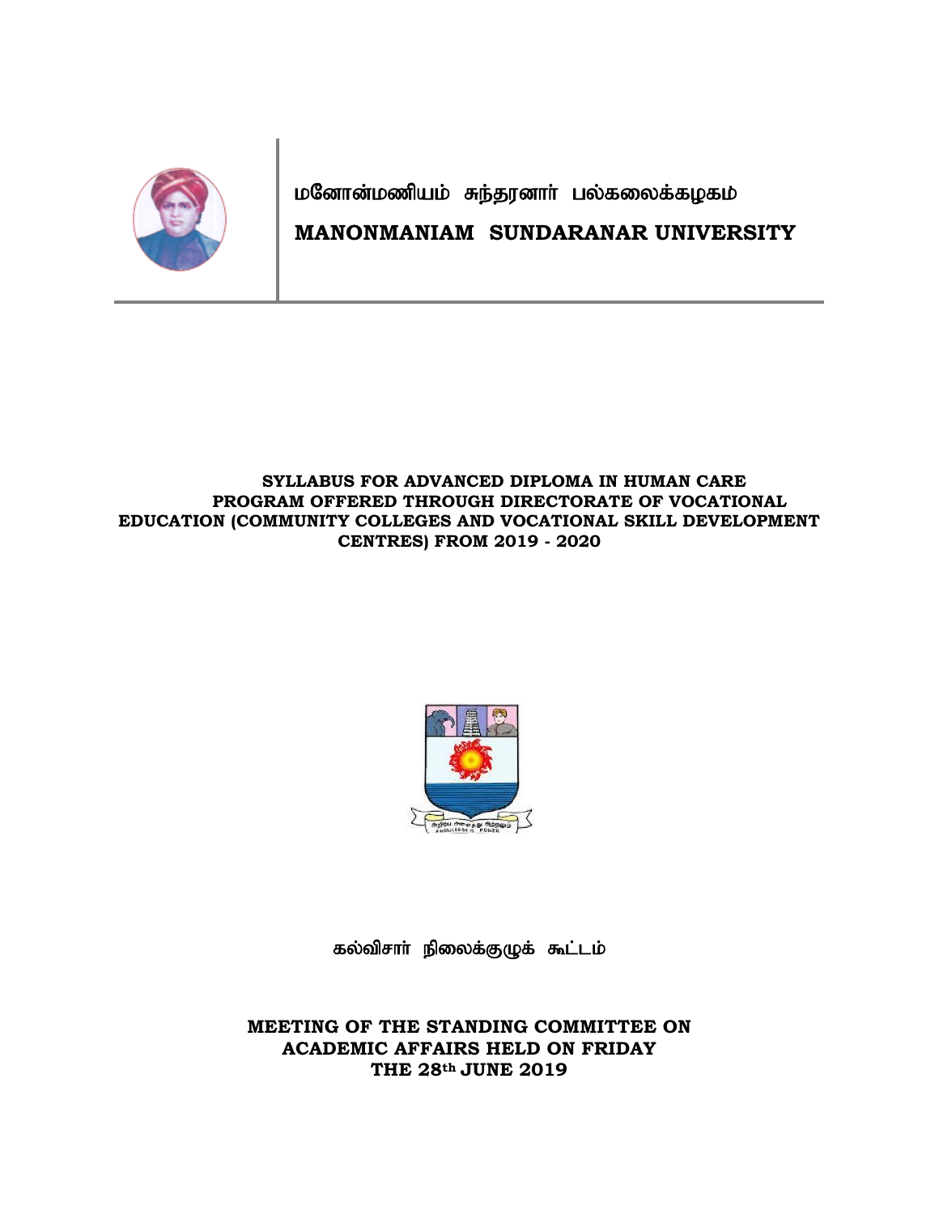மனோன்மணியம் சுந்தரனார் பல்கலைக்கழகம்

# MANONMANIAM SUNDARANAR UNIVERSITY

## SYLLABUS FOR ADVANCED DIPLOMA IN HUMAN CARE PROGRAM OFFERED THROUGH DIRECTORATE OF VOCATIONAL EDUCATION (COMMUNITY COLLEGES AND VOCATIONAL SKILL DEVELOPMENT CENTRES) FROM 2019 - 2020

கல்விசார் நிலைக்குழுக் கூட்டம்

**MEETING OF THE STANDING COMMITTEE ON ACADEMIC AFFAIRS HELD ON FRIDAY THE 28th JUNE 2019**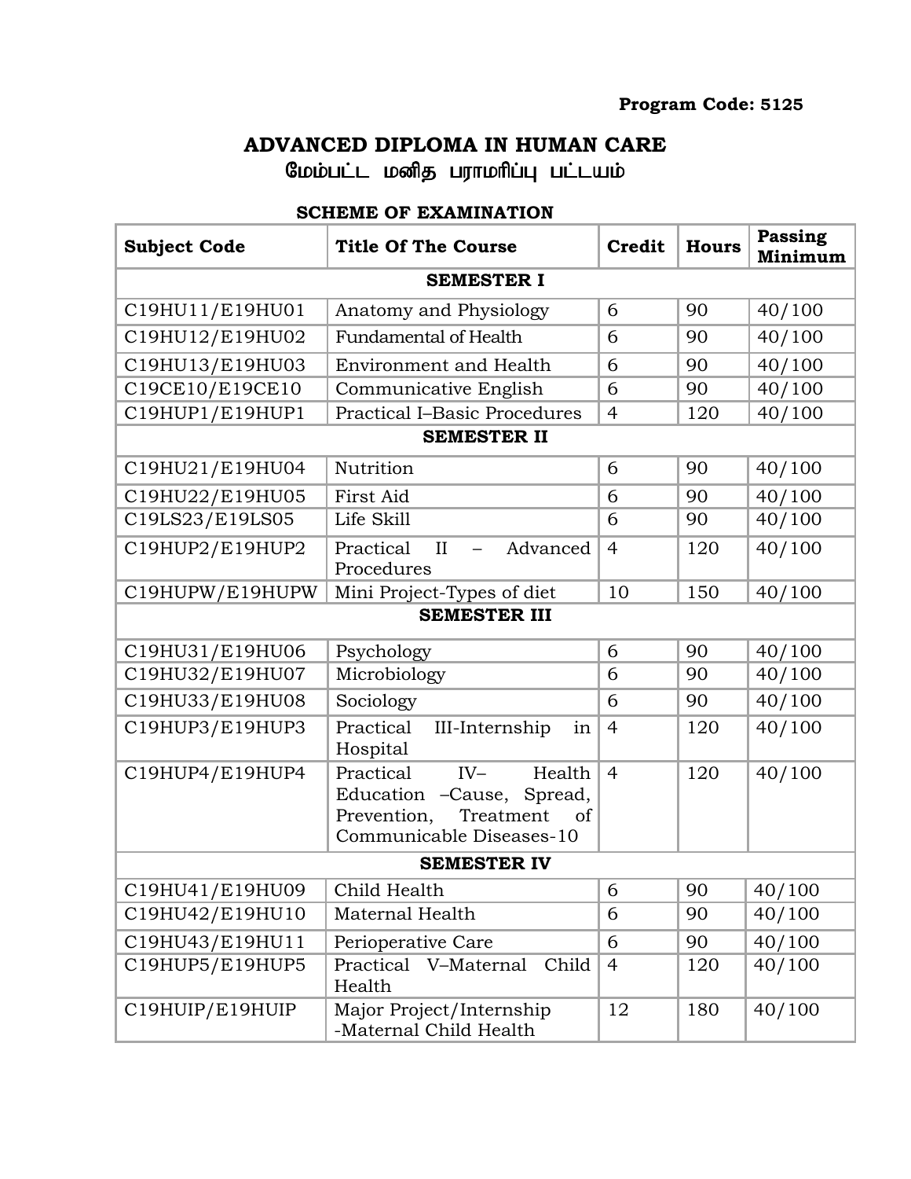**Program Code: 5125**

# ADVANCED DIPLOMA IN HUMAN CARE

## மேம்பட்ட மனித பராமரிப்பு பட்டயம்

### SCHEME OF EXAMINATION

| Subject Code | Title Of The Course | Credit | Hours | Passing Minimum |
|---|---|---|---|---|
| **SEMESTER I** | | | | |
| C19HU11/E19HU01 | Anatomy and Physiology | 6 | 90 | 40/100 |
| C19HU12/E19HU02 | Fundamental of Health | 6 | 90 | 40/100 |
| C19HU13/E19HU03 | Environment and Health | 6 | 90 | 40/100 |
| C19CE10/E19CE10 | Communicative English | 6 | 90 | 40/100 |
| C19HUP1/E19HUP1 | Practical I–Basic Procedures | 4 | 120 | 40/100 |
| **SEMESTER II** | | | | |
| C19HU21/E19HU04 | Nutrition | 6 | 90 | 40/100 |
| C19HU22/E19HU05 | First Aid | 6 | 90 | 40/100 |
| C19LS23/E19LS05 | Life Skill | 6 | 90 | 40/100 |
| C19HUP2/E19HUP2 | Practical II – Advanced Procedures | 4 | 120 | 40/100 |
| C19HUPW/E19HUPW | Mini Project-Types of diet | 10 | 150 | 40/100 |
| **SEMESTER III** | | | | |
| C19HU31/E19HU06 | Psychology | 6 | 90 | 40/100 |
| C19HU32/E19HU07 | Microbiology | 6 | 90 | 40/100 |
| C19HU33/E19HU08 | Sociology | 6 | 90 | 40/100 |
| C19HUP3/E19HUP3 | Practical III-Internship in Hospital | 4 | 120 | 40/100 |
| C19HUP4/E19HUP4 | Practical IV– Health Education –Cause, Spread, Prevention, Treatment of Communicable Diseases-10 | 4 | 120 | 40/100 |
| **SEMESTER IV** | | | | |
| C19HU41/E19HU09 | Child Health | 6 | 90 | 40/100 |
| C19HU42/E19HU10 | Maternal Health | 6 | 90 | 40/100 |
| C19HU43/E19HU11 | Perioperative Care | 6 | 90 | 40/100 |
| C19HUP5/E19HUP5 | Practical V–Maternal Child Health | 4 | 120 | 40/100 |
| C19HUIP/E19HUIP | Major Project/Internship -Maternal Child Health | 12 | 180 | 40/100 |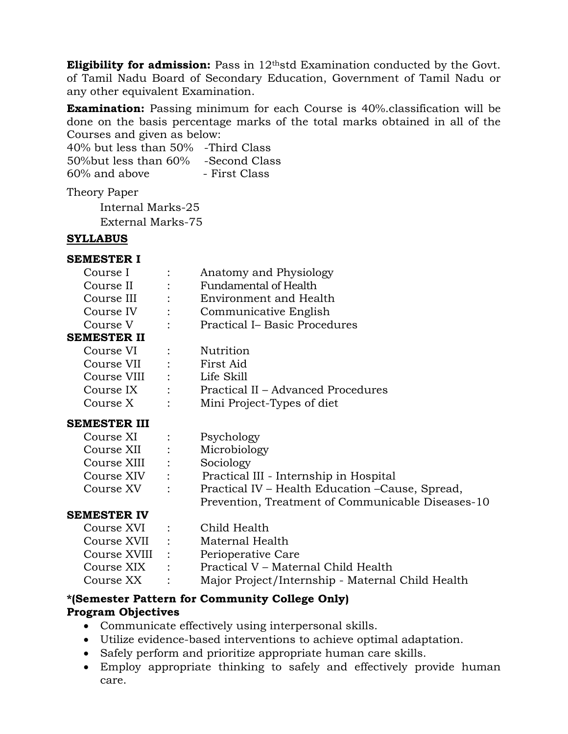**Eligibility for admission:** Pass in 12thstd Examination conducted by the Govt. of Tamil Nadu Board of Secondary Education, Government of Tamil Nadu or any other equivalent Examination.

**Examination:** Passing minimum for each Course is 40%.classification will be done on the basis percentage marks of the total marks obtained in all of the Courses and given as below:

40% but less than 50% -Third Class
50%but less than 60% -Second Class
60% and above - First Class

Theory Paper

Internal Marks-25
External Marks-75

**SYLLABUS**

**SEMESTER I**

| | | |
|---|---|---|
| Course I | : | Anatomy and Physiology |
| Course II | : | Fundamental of Health |
| Course III | : | Environment and Health |
| Course IV | : | Communicative English |
| Course V | : | Practical I– Basic Procedures |

**SEMESTER II**

| | | |
|---|---|---|
| Course VI | : | Nutrition |
| Course VII | : | First Aid |
| Course VIII | : | Life Skill |
| Course IX | : | Practical II – Advanced Procedures |
| Course X | : | Mini Project-Types of diet |

**SEMESTER III**

| | | |
|---|---|---|
| Course XI | : | Psychology |
| Course XII | : | Microbiology |
| Course XIII | : | Sociology |
| Course XIV | : | Practical III - Internship in Hospital |
| Course XV | : | Practical IV – Health Education –Cause, Spread, Prevention, Treatment of Communicable Diseases-10 |

**SEMESTER IV**

| | | |
|---|---|---|
| Course XVI | : | Child Health |
| Course XVII | : | Maternal Health |
| Course XVIII | : | Perioperative Care |
| Course XIX | : | Practical V – Maternal Child Health |
| Course XX | : | Major Project/Internship - Maternal Child Health |

**\*(Semester Pattern for Community College Only)**

**Program Objectives**

- Communicate effectively using interpersonal skills.
- Utilize evidence-based interventions to achieve optimal adaptation.
- Safely perform and prioritize appropriate human care skills.
- Employ appropriate thinking to safely and effectively provide human care.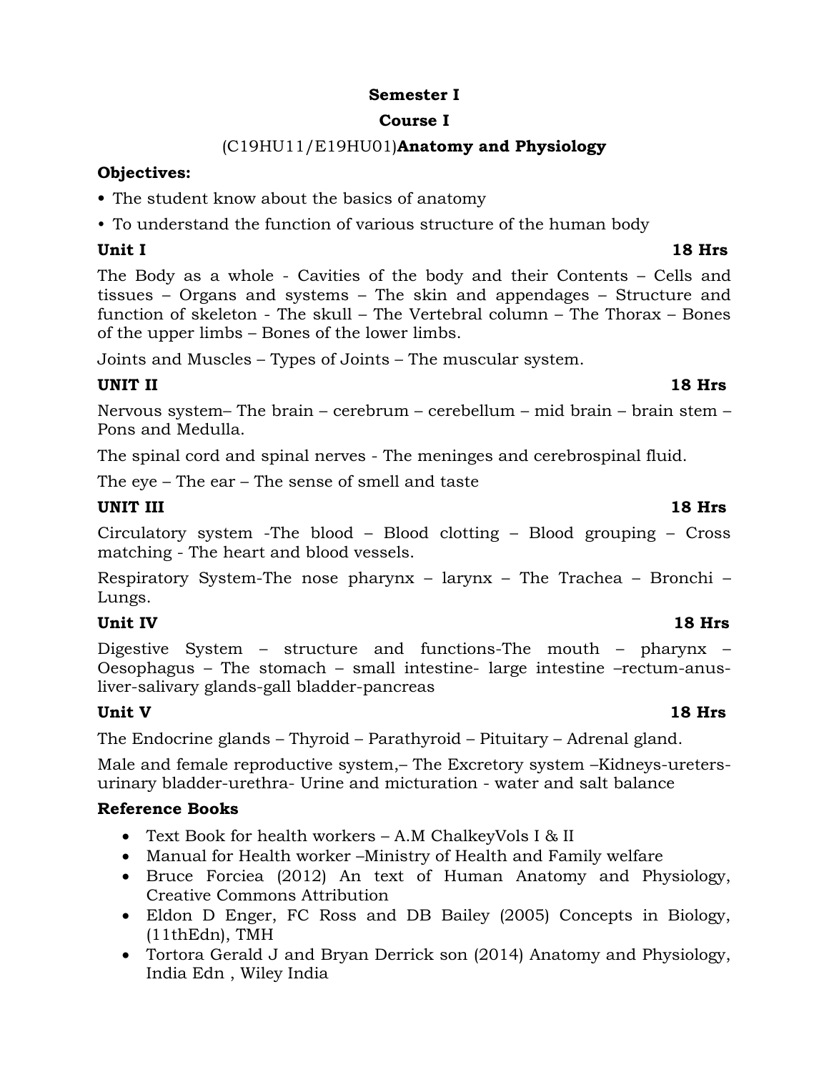**Semester I**

**Course I**

(C19HU11/E19HU01)**Anatomy and Physiology**

**Objectives:**

- The student know about the basics of anatomy
- To understand the function of various structure of the human body

**Unit I** **18 Hrs**

The Body as a whole - Cavities of the body and their Contents – Cells and tissues – Organs and systems – The skin and appendages – Structure and function of skeleton - The skull – The Vertebral column – The Thorax – Bones of the upper limbs – Bones of the lower limbs.

Joints and Muscles – Types of Joints – The muscular system.

**UNIT II** **18 Hrs**

Nervous system– The brain – cerebrum – cerebellum – mid brain – brain stem – Pons and Medulla.

The spinal cord and spinal nerves - The meninges and cerebrospinal fluid.

The eye – The ear – The sense of smell and taste

**UNIT III** **18 Hrs**

Circulatory system -The blood – Blood clotting – Blood grouping – Cross matching - The heart and blood vessels.

Respiratory System-The nose pharynx – larynx – The Trachea – Bronchi – Lungs.

**Unit IV** **18 Hrs**

Digestive System – structure and functions-The mouth – pharynx – Oesophagus – The stomach – small intestine- large intestine –rectum-anus-liver-salivary glands-gall bladder-pancreas

**Unit V** **18 Hrs**

The Endocrine glands – Thyroid – Parathyroid – Pituitary – Adrenal gland.

Male and female reproductive system,– The Excretory system –Kidneys-ureters-urinary bladder-urethra- Urine and micturation - water and salt balance

**Reference Books**

- Text Book for health workers – A.M ChalkeyVols I & II
- Manual for Health worker –Ministry of Health and Family welfare
- Bruce Forciea (2012) An text of Human Anatomy and Physiology, Creative Commons Attribution
- Eldon D Enger, FC Ross and DB Bailey (2005) Concepts in Biology, (11thEdn), TMH
- Tortora Gerald J and Bryan Derrick son (2014) Anatomy and Physiology, India Edn , Wiley India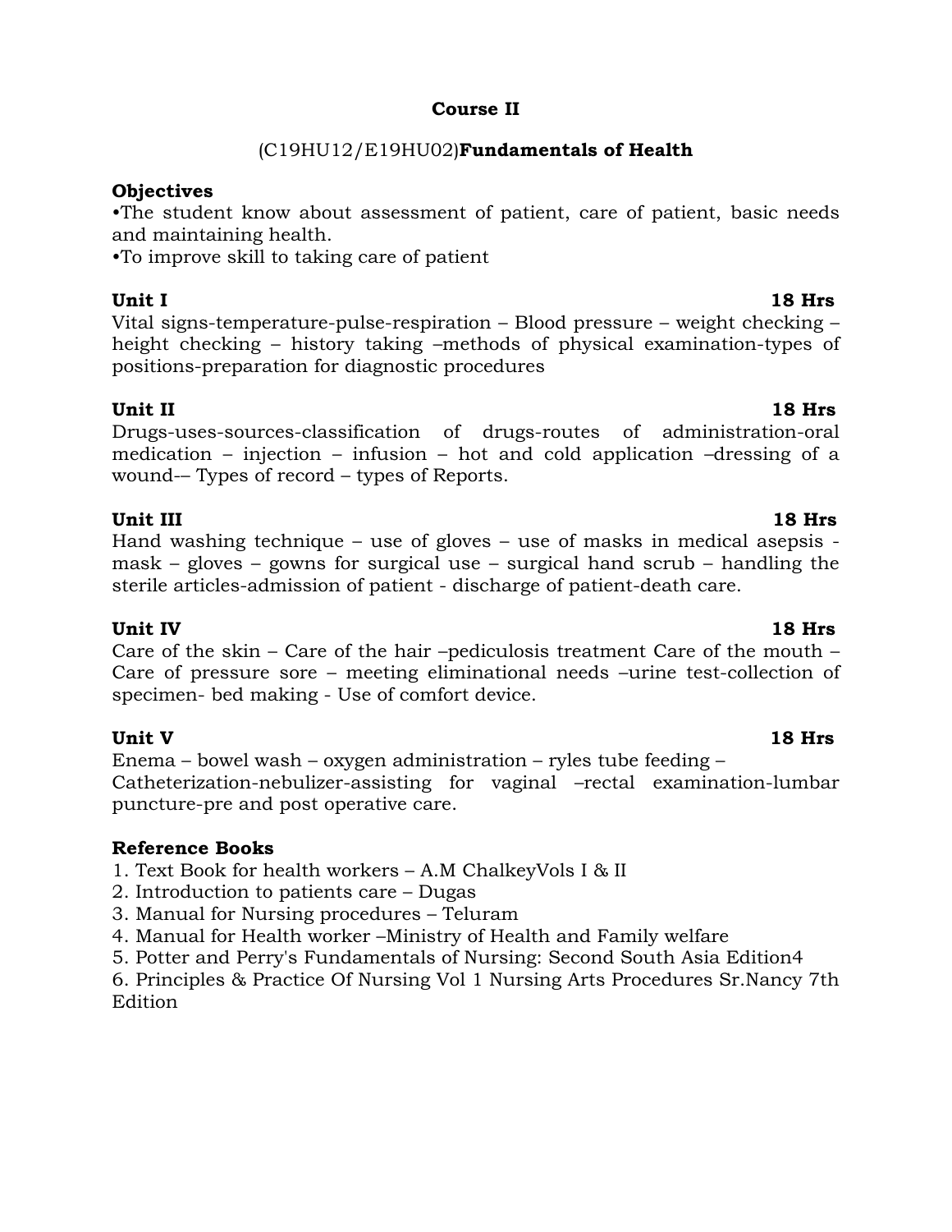## Course II

### (C19HU12/E19HU02)**Fundamentals of Health**

**Objectives**

•The student know about assessment of patient, care of patient, basic needs and maintaining health.

•To improve skill to taking care of patient

**Unit I** **18 Hrs**

Vital signs-temperature-pulse-respiration – Blood pressure – weight checking – height checking – history taking –methods of physical examination-types of positions-preparation for diagnostic procedures

**Unit II** **18 Hrs**

Drugs-uses-sources-classification of drugs-routes of administration-oral medication – injection – infusion – hot and cold application –dressing of a wound-– Types of record – types of Reports.

**Unit III** **18 Hrs**

Hand washing technique – use of gloves – use of masks in medical asepsis - mask – gloves – gowns for surgical use – surgical hand scrub – handling the sterile articles-admission of patient - discharge of patient-death care.

**Unit IV** **18 Hrs**

Care of the skin – Care of the hair –pediculosis treatment Care of the mouth – Care of pressure sore – meeting eliminational needs –urine test-collection of specimen- bed making - Use of comfort device.

**Unit V** **18 Hrs**

Enema – bowel wash – oxygen administration – ryles tube feeding – Catheterization-nebulizer-assisting for vaginal –rectal examination-lumbar puncture-pre and post operative care.

**Reference Books**

1. Text Book for health workers – A.M ChalkeyVols I & II
2. Introduction to patients care – Dugas
3. Manual for Nursing procedures – Teluram
4. Manual for Health worker –Ministry of Health and Family welfare
5. Potter and Perry's Fundamentals of Nursing: Second South Asia Edition4
6. Principles & Practice Of Nursing Vol 1 Nursing Arts Procedures Sr.Nancy 7th Edition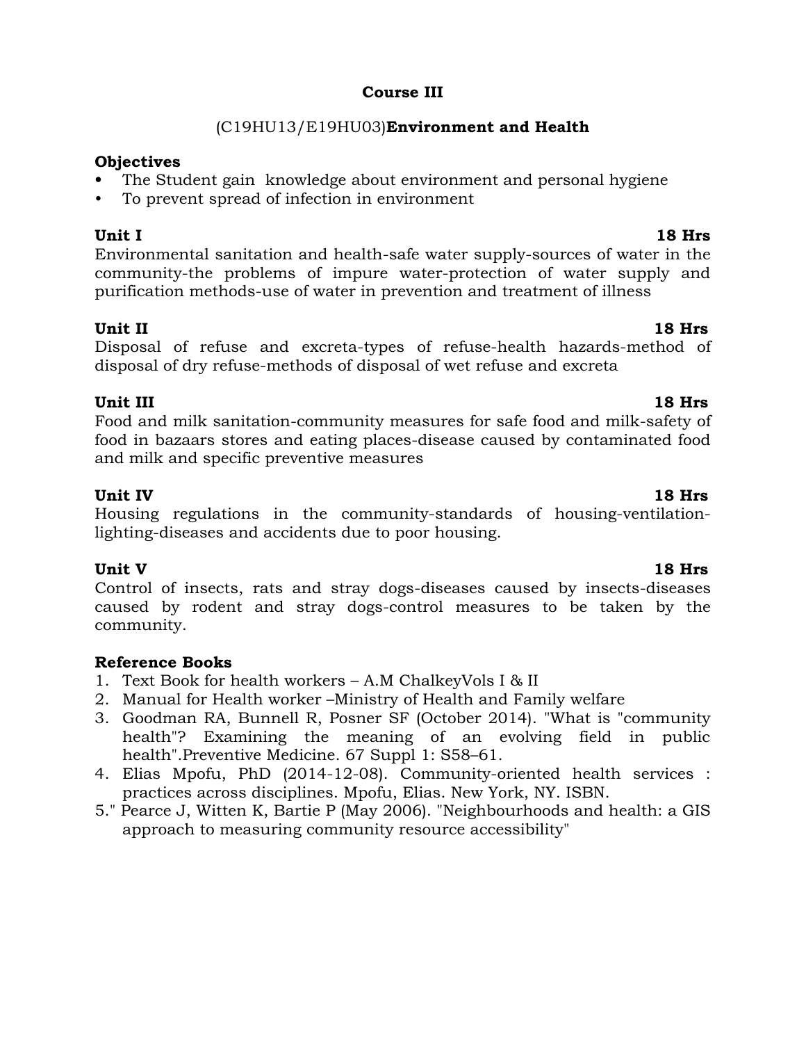# Course III

## (C19HU13/E19HU03)**Environment and Health**

**Objectives**

- The Student gain  knowledge about environment and personal hygiene
- To prevent spread of infection in environment

**Unit I** **18 Hrs**

Environmental sanitation and health-safe water supply-sources of water in the community-the problems of impure water-protection of water supply and purification methods-use of water in prevention and treatment of illness

**Unit II** **18 Hrs**

Disposal of refuse and excreta-types of refuse-health hazards-method of disposal of dry refuse-methods of disposal of wet refuse and excreta

**Unit III** **18 Hrs**

Food and milk sanitation-community measures for safe food and milk-safety of food in bazaars stores and eating places-disease caused by contaminated food and milk and specific preventive measures

**Unit IV** **18 Hrs**

Housing regulations in the community-standards of housing-ventilation-lighting-diseases and accidents due to poor housing.

**Unit V** **18 Hrs**

Control of insects, rats and stray dogs-diseases caused by insects-diseases caused by rodent and stray dogs-control measures to be taken by the community.

**Reference Books**

1. Text Book for health workers – A.M ChalkeyVols I & II
2. Manual for Health worker –Ministry of Health and Family welfare
3. Goodman RA, Bunnell R, Posner SF (October 2014). "What is "community health"? Examining the meaning of an evolving field in public health".Preventive Medicine. 67 Suppl 1: S58–61.
4. Elias Mpofu, PhD (2014-12-08). Community-oriented health services : practices across disciplines. Mpofu, Elias. New York, NY. ISBN.
5. " Pearce J, Witten K, Bartie P (May 2006). "Neighbourhoods and health: a GIS approach to measuring community resource accessibility"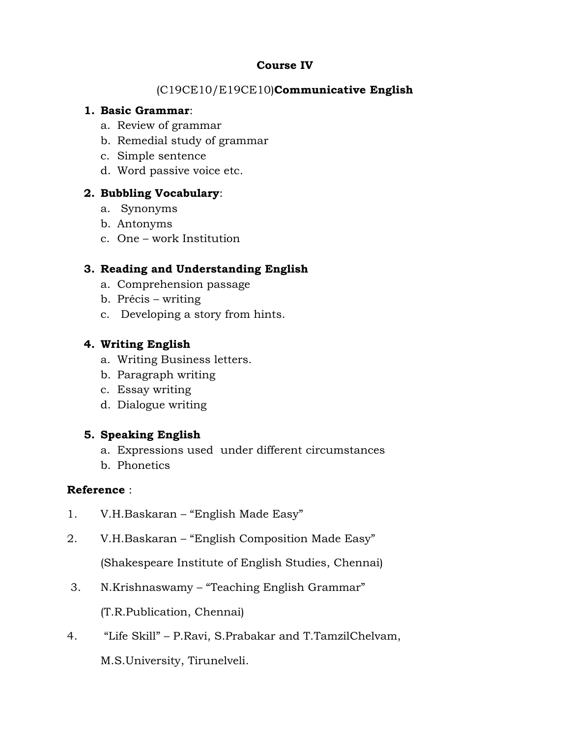## Course IV

### (C19CE10/E19CE10)**Communicative English**

1. **Basic Grammar**:
    a. Review of grammar
    b. Remedial study of grammar
    c. Simple sentence
    d. Word passive voice etc.

2. **Bubbling Vocabulary**:
    a. Synonyms
    b. Antonyms
    c. One – work Institution

3. **Reading and Understanding English**
    a. Comprehension passage
    b. Précis – writing
    c. Developing a story from hints.

4. **Writing English**
    a. Writing Business letters.
    b. Paragraph writing
    c. Essay writing
    d. Dialogue writing

5. **Speaking English**
    a. Expressions used under different circumstances
    b. Phonetics

**Reference** :

1. V.H.Baskaran – "English Made Easy"
2. V.H.Baskaran – "English Composition Made Easy"
   (Shakespeare Institute of English Studies, Chennai)
3. N.Krishnaswamy – "Teaching English Grammar"
   (T.R.Publication, Chennai)
4. "Life Skill" – P.Ravi, S.Prabakar and T.TamzilChelvam,
   M.S.University, Tirunelveli.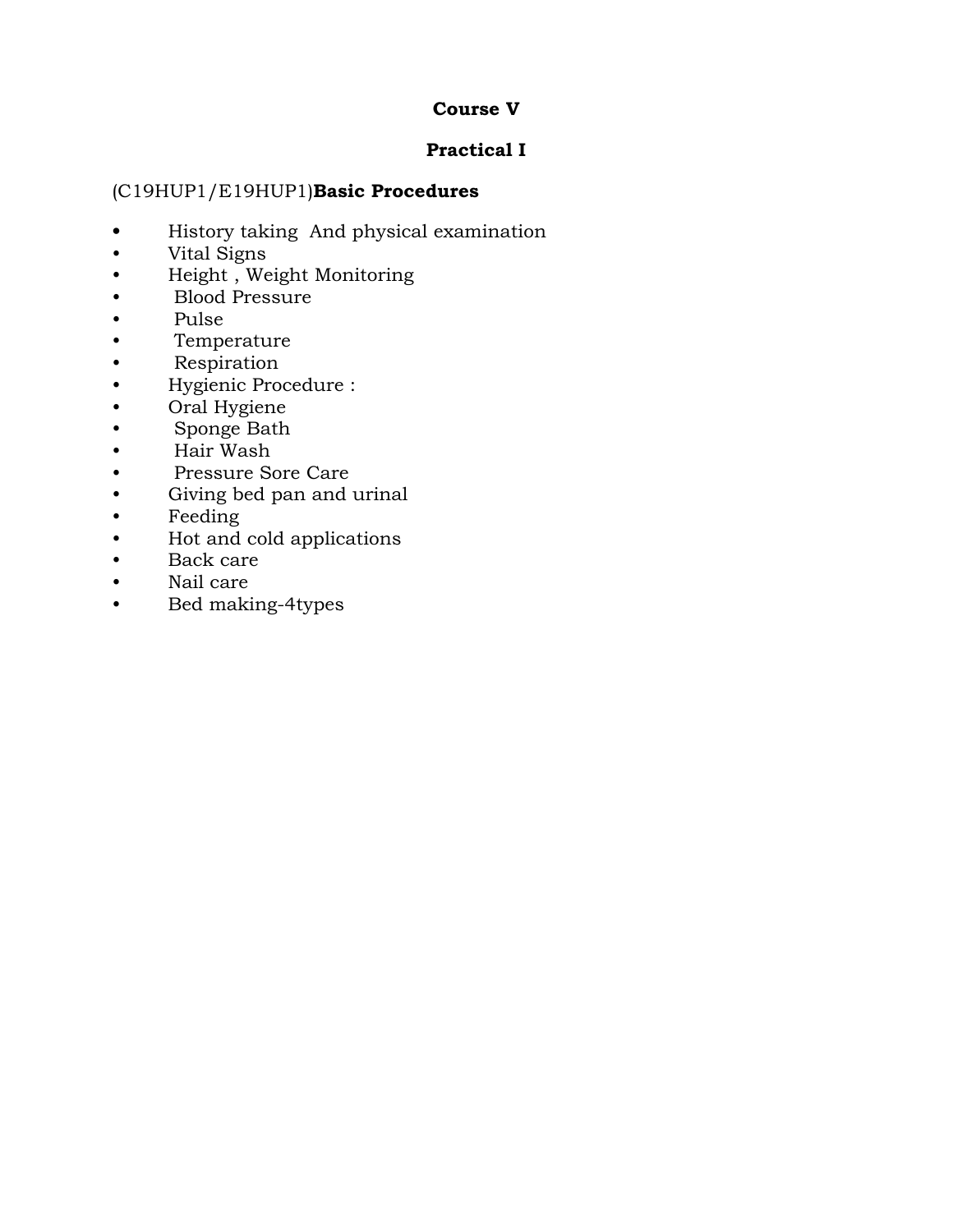## Course V

## Practical I

(C19HUP1/E19HUP1)**Basic Procedures**

- History taking And physical examination
- Vital Signs
- Height , Weight Monitoring
- Blood Pressure
- Pulse
- Temperature
- Respiration
- Hygienic Procedure :
- Oral Hygiene
- Sponge Bath
- Hair Wash
- Pressure Sore Care
- Giving bed pan and urinal
- Feeding
- Hot and cold applications
- Back care
- Nail care
- Bed making-4types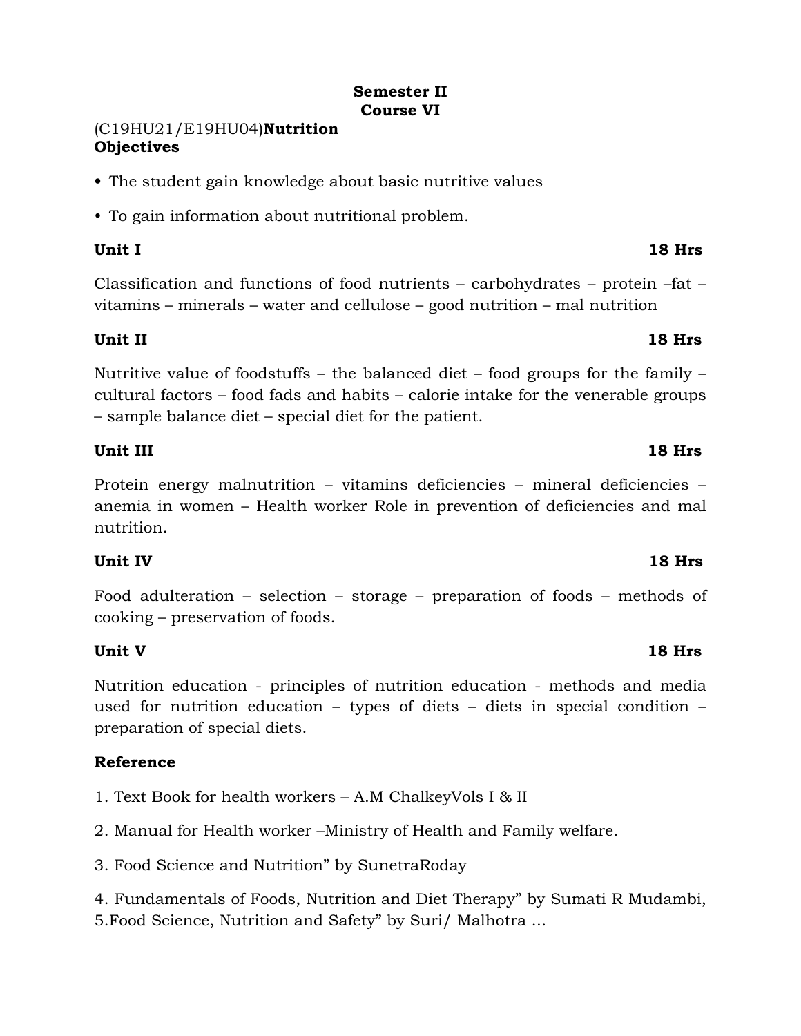**Semester II**
**Course VI**

(C19HU21/E19HU04)**Nutrition**
**Objectives**

- The student gain knowledge about basic nutritive values
- To gain information about nutritional problem.

**Unit I** **18 Hrs**

Classification and functions of food nutrients – carbohydrates – protein –fat – vitamins – minerals – water and cellulose – good nutrition – mal nutrition

**Unit II** **18 Hrs**

Nutritive value of foodstuffs – the balanced diet – food groups for the family – cultural factors – food fads and habits – calorie intake for the venerable groups – sample balance diet – special diet for the patient.

**Unit III** **18 Hrs**

Protein energy malnutrition – vitamins deficiencies – mineral deficiencies – anemia in women – Health worker Role in prevention of deficiencies and mal nutrition.

**Unit IV** **18 Hrs**

Food adulteration – selection – storage – preparation of foods – methods of cooking – preservation of foods.

**Unit V** **18 Hrs**

Nutrition education - principles of nutrition education - methods and media used for nutrition education – types of diets – diets in special condition – preparation of special diets.

**Reference**

1. Text Book for health workers – A.M ChalkeyVols I & II

2. Manual for Health worker –Ministry of Health and Family welfare.

3. Food Science and Nutrition" by SunetraRoday

4. Fundamentals of Foods, Nutrition and Diet Therapy" by Sumati R Mudambi,
5.Food Science, Nutrition and Safety" by Suri/ Malhotra ...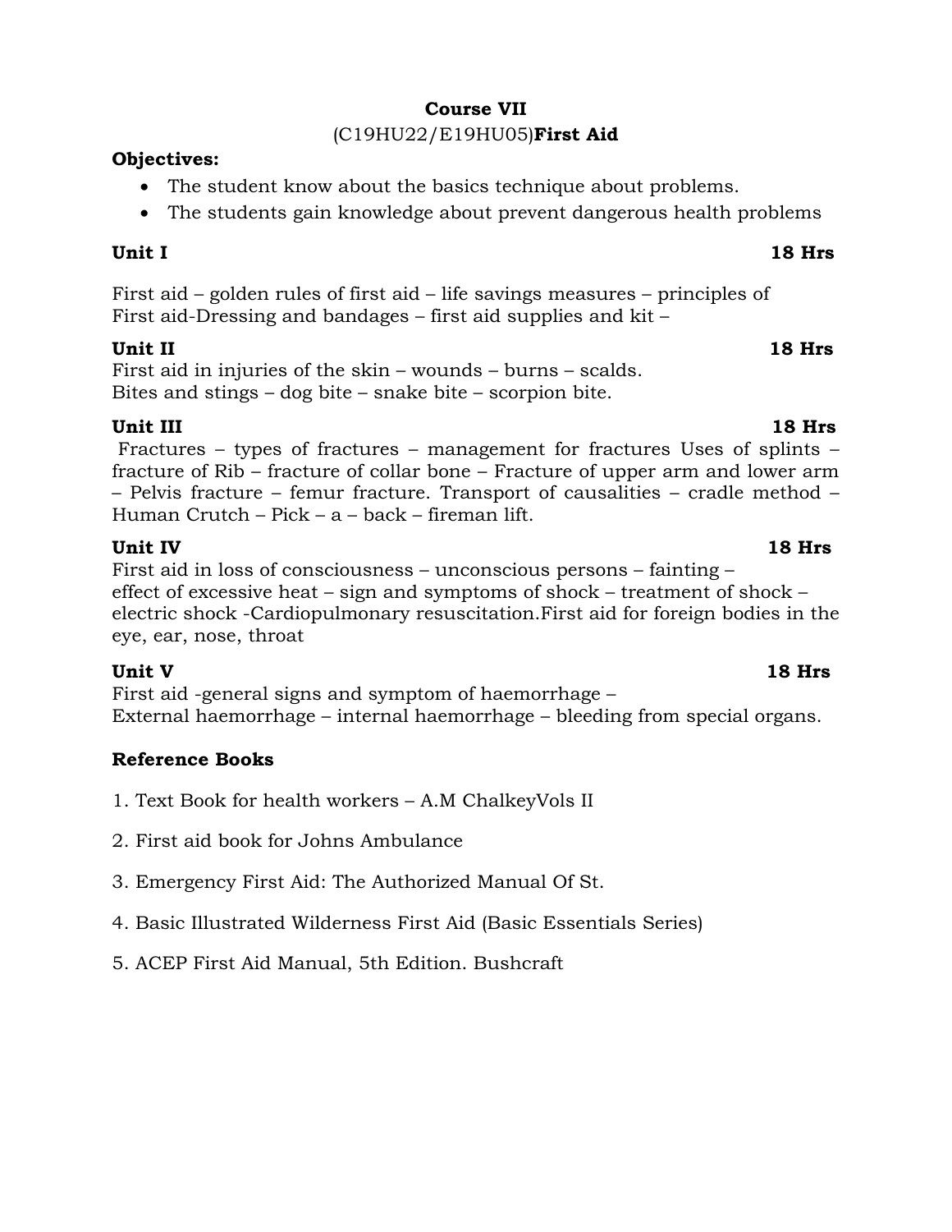**Course VII**

(C19HU22/E19HU05)**First Aid**

**Objectives:**

- The student know about the basics technique about problems.
- The students gain knowledge about prevent dangerous health problems

**Unit I** **18 Hrs**

First aid – golden rules of first aid – life savings measures – principles of First aid-Dressing and bandages – first aid supplies and kit –

**Unit II** **18 Hrs**

First aid in injuries of the skin – wounds – burns – scalds.
Bites and stings – dog bite – snake bite – scorpion bite.

**Unit III** **18 Hrs**

Fractures – types of fractures – management for fractures Uses of splints – fracture of Rib – fracture of collar bone – Fracture of upper arm and lower arm – Pelvis fracture – femur fracture. Transport of causalities – cradle method – Human Crutch – Pick – a – back – fireman lift.

**Unit IV** **18 Hrs**

First aid in loss of consciousness – unconscious persons – fainting – effect of excessive heat – sign and symptoms of shock – treatment of shock – electric shock -Cardiopulmonary resuscitation.First aid for foreign bodies in the eye, ear, nose, throat

**Unit V** **18 Hrs**

First aid -general signs and symptom of haemorrhage –
External haemorrhage – internal haemorrhage – bleeding from special organs.

**Reference Books**

1. Text Book for health workers – A.M ChalkeyVols II
2. First aid book for Johns Ambulance
3. Emergency First Aid: The Authorized Manual Of St.
4. Basic Illustrated Wilderness First Aid (Basic Essentials Series)
5. ACEP First Aid Manual, 5th Edition. Bushcraft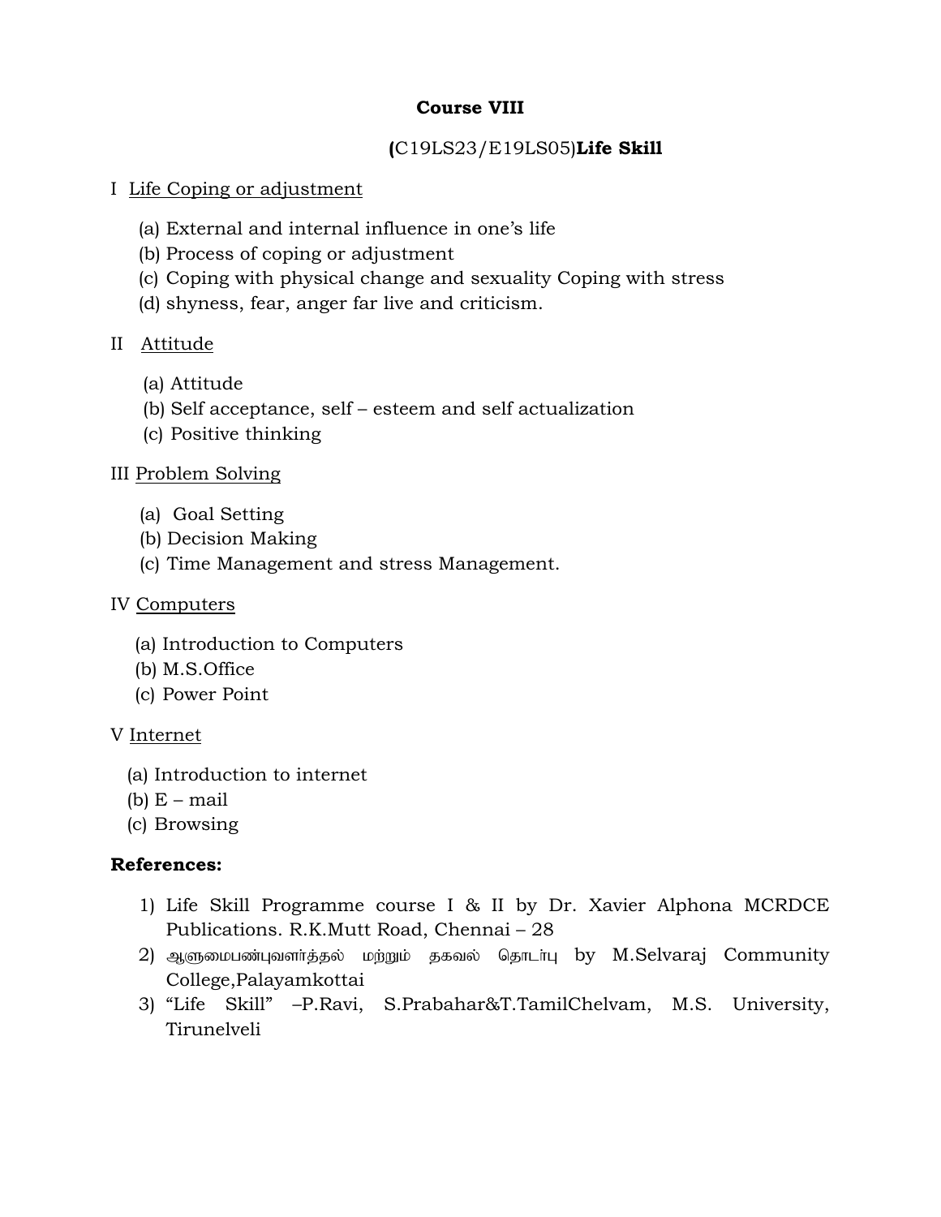**Course VIII**

**(**C19LS23/E19LS05)**Life Skill**

I Life Coping or adjustment

(a) External and internal influence in one's life
(b) Process of coping or adjustment
(c) Coping with physical change and sexuality Coping with stress
(d) shyness, fear, anger far live and criticism.

II Attitude

(a) Attitude
(b) Self acceptance, self – esteem and self actualization
(c) Positive thinking

III Problem Solving

(a) Goal Setting
(b) Decision Making
(c) Time Management and stress Management.

IV Computers

(a) Introduction to Computers
(b) M.S.Office
(c) Power Point

V Internet

(a) Introduction to internet
(b) E – mail
(c) Browsing

**References:**

1) Life Skill Programme course I & II by Dr. Xavier Alphona MCRDCE Publications. R.K.Mutt Road, Chennai – 28
2) ஆளுமைபண்புவளர்த்தல் மற்றும் தகவல் தொடர்பு by M.Selvaraj Community College,Palayamkottai
3) "Life Skill" –P.Ravi, S.Prabahar&T.TamilChelvam, M.S. University, Tirunelveli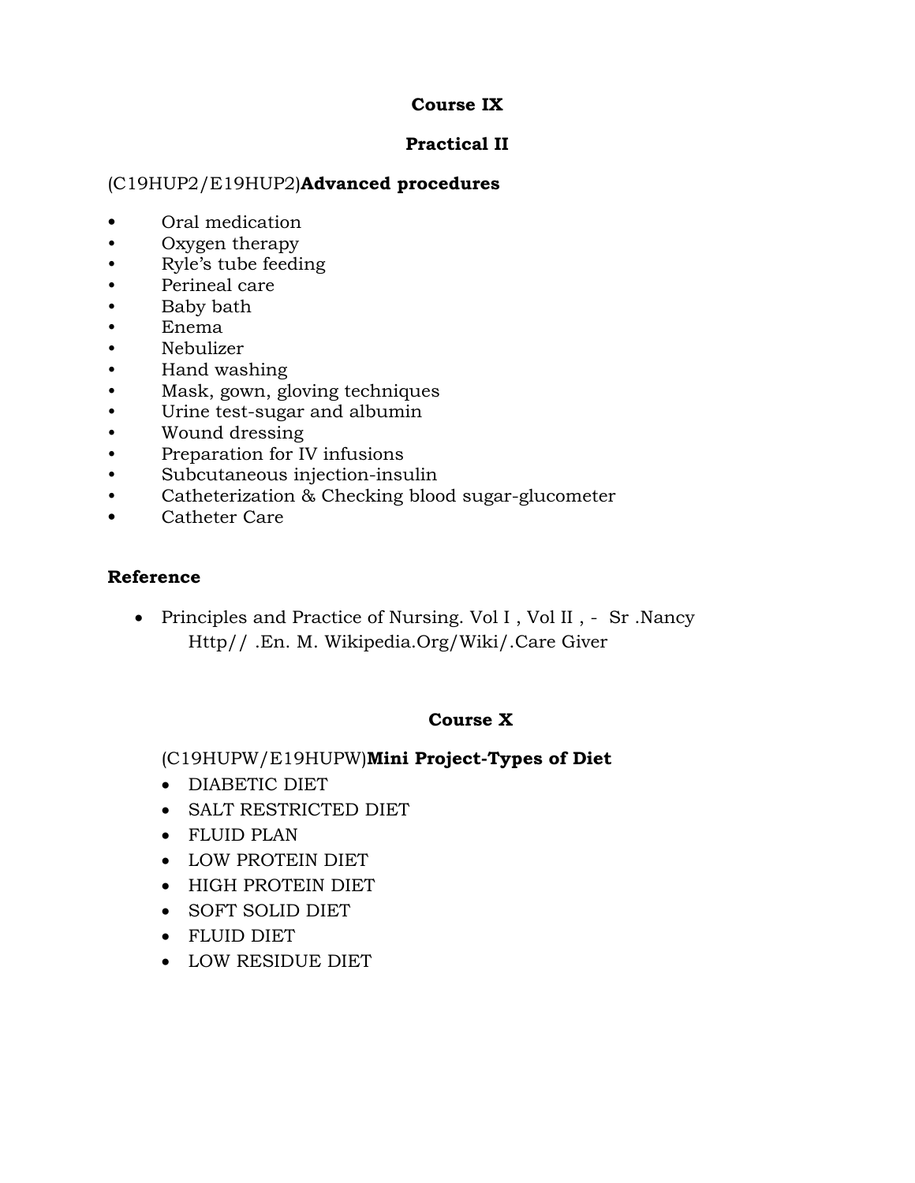## Course IX

## Practical II

(C19HUP2/E19HUP2)**Advanced procedures**

- Oral medication
- Oxygen therapy
- Ryle's tube feeding
- Perineal care
- Baby bath
- Enema
- Nebulizer
- Hand washing
- Mask, gown, gloving techniques
- Urine test-sugar and albumin
- Wound dressing
- Preparation for IV infusions
- Subcutaneous injection-insulin
- Catheterization & Checking blood sugar-glucometer
- Catheter Care

**Reference**

- Principles and Practice of Nursing. Vol I , Vol II , - Sr .Nancy Http// .En. M. Wikipedia.Org/Wiki/.Care Giver

## Course X

(C19HUPW/E19HUPW)**Mini Project-Types of Diet**

- DIABETIC DIET
- SALT RESTRICTED DIET
- FLUID PLAN
- LOW PROTEIN DIET
- HIGH PROTEIN DIET
- SOFT SOLID DIET
- FLUID DIET
- LOW RESIDUE DIET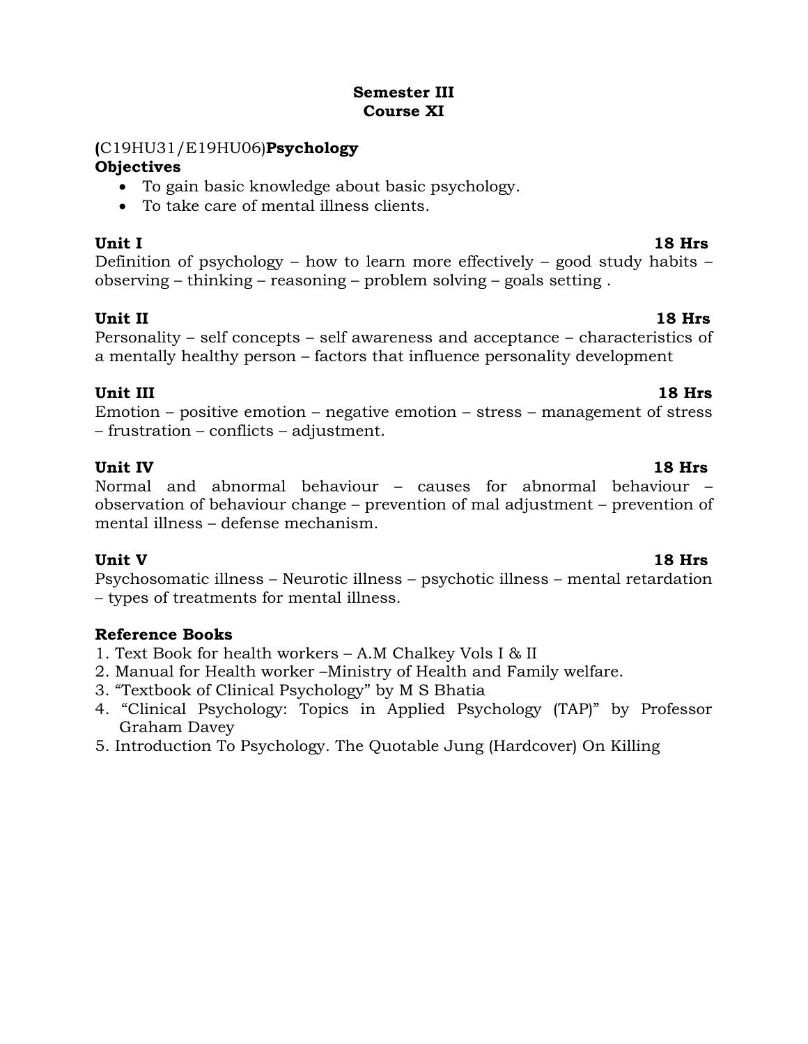**Semester III**
**Course XI**

**(**C19HU31/E19HU06)**Psychology**

**Objectives**

- To gain basic knowledge about basic psychology.
- To take care of mental illness clients.

**Unit I** **18 Hrs**

Definition of psychology – how to learn more effectively – good study habits – observing – thinking – reasoning – problem solving – goals setting .

**Unit II** **18 Hrs**

Personality – self concepts – self awareness and acceptance – characteristics of a mentally healthy person – factors that influence personality development

**Unit III** **18 Hrs**

Emotion – positive emotion – negative emotion – stress – management of stress – frustration – conflicts – adjustment.

**Unit IV** **18 Hrs**

Normal and abnormal behaviour – causes for abnormal behaviour – observation of behaviour change – prevention of mal adjustment – prevention of mental illness – defense mechanism.

**Unit V** **18 Hrs**

Psychosomatic illness – Neurotic illness – psychotic illness – mental retardation – types of treatments for mental illness.

**Reference Books**

1. Text Book for health workers – A.M Chalkey Vols I & II
2. Manual for Health worker –Ministry of Health and Family welfare.
3. “Textbook of Clinical Psychology” by M S Bhatia
4. “Clinical Psychology: Topics in Applied Psychology (TAP)” by Professor Graham Davey
5. Introduction To Psychology. The Quotable Jung (Hardcover) On Killing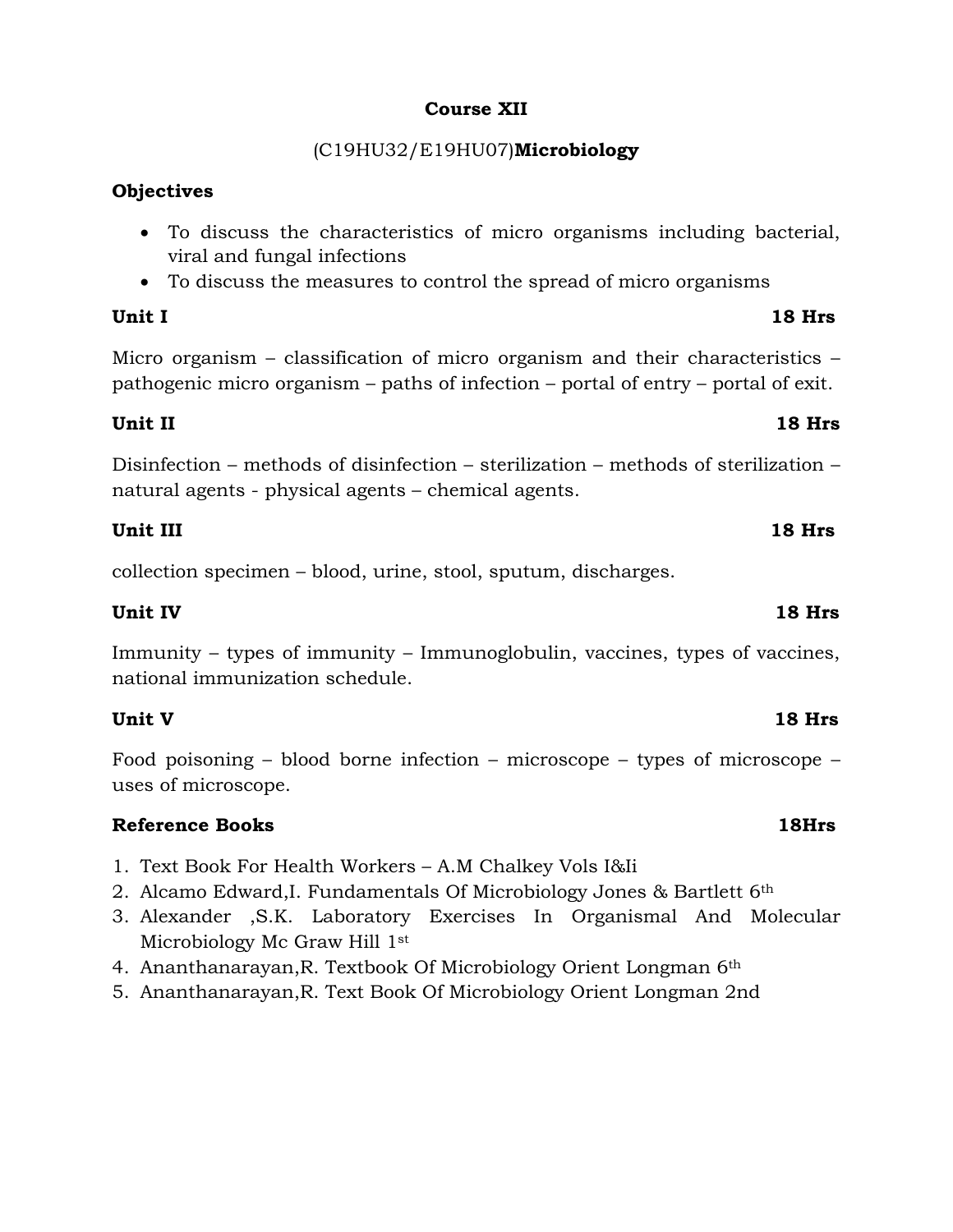**Course XII**

(C19HU32/E19HU07)**Microbiology**

**Objectives**

- To discuss the characteristics of micro organisms including bacterial, viral and fungal infections
- To discuss the measures to control the spread of micro organisms

**Unit I** **18 Hrs**

Micro organism – classification of micro organism and their characteristics – pathogenic micro organism – paths of infection – portal of entry – portal of exit.

**Unit II** **18 Hrs**

Disinfection – methods of disinfection – sterilization – methods of sterilization – natural agents - physical agents – chemical agents.

**Unit III** **18 Hrs**

collection specimen – blood, urine, stool, sputum, discharges.

**Unit IV** **18 Hrs**

Immunity – types of immunity – Immunoglobulin, vaccines, types of vaccines, national immunization schedule.

**Unit V** **18 Hrs**

Food poisoning – blood borne infection – microscope – types of microscope – uses of microscope.

**Reference Books** **18Hrs**

1. Text Book For Health Workers – A.M Chalkey Vols I&Ii
2. Alcamo Edward,I. Fundamentals Of Microbiology Jones & Bartlett 6th
3. Alexander ,S.K. Laboratory Exercises In Organismal And Molecular Microbiology Mc Graw Hill 1st
4. Ananthanarayan,R. Textbook Of Microbiology Orient Longman 6th
5. Ananthanarayan,R. Text Book Of Microbiology Orient Longman 2nd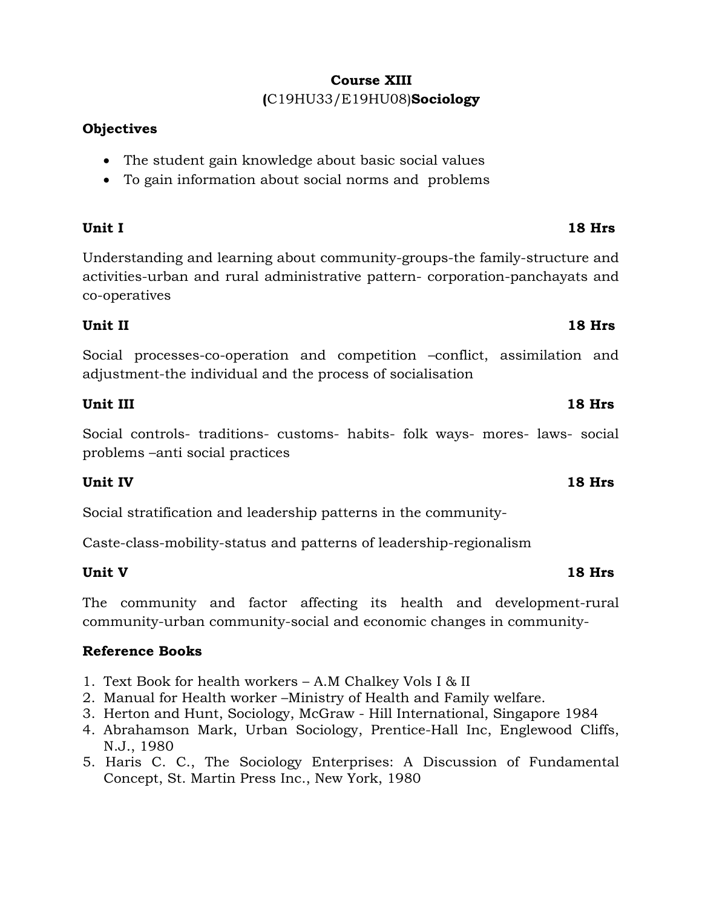**Course XIII**
**(**C19HU33/E19HU08)**Sociology**

**Objectives**

- The student gain knowledge about basic social values
- To gain information about social norms and problems

**Unit I** **18 Hrs**

Understanding and learning about community-groups-the family-structure and activities-urban and rural administrative pattern- corporation-panchayats and co-operatives

**Unit II** **18 Hrs**

Social processes-co-operation and competition –conflict, assimilation and adjustment-the individual and the process of socialisation

**Unit III** **18 Hrs**

Social controls- traditions- customs- habits- folk ways- mores- laws- social problems –anti social practices

**Unit IV** **18 Hrs**

Social stratification and leadership patterns in the community-

Caste-class-mobility-status and patterns of leadership-regionalism

**Unit V** **18 Hrs**

The community and factor affecting its health and development-rural community-urban community-social and economic changes in community-

**Reference Books**

1. Text Book for health workers – A.M Chalkey Vols I & II
2. Manual for Health worker –Ministry of Health and Family welfare.
3. Herton and Hunt, Sociology, McGraw - Hill International, Singapore 1984
4. Abrahamson Mark, Urban Sociology, Prentice-Hall Inc, Englewood Cliffs, N.J., 1980
5. Haris C. C., The Sociology Enterprises: A Discussion of Fundamental Concept, St. Martin Press Inc., New York, 1980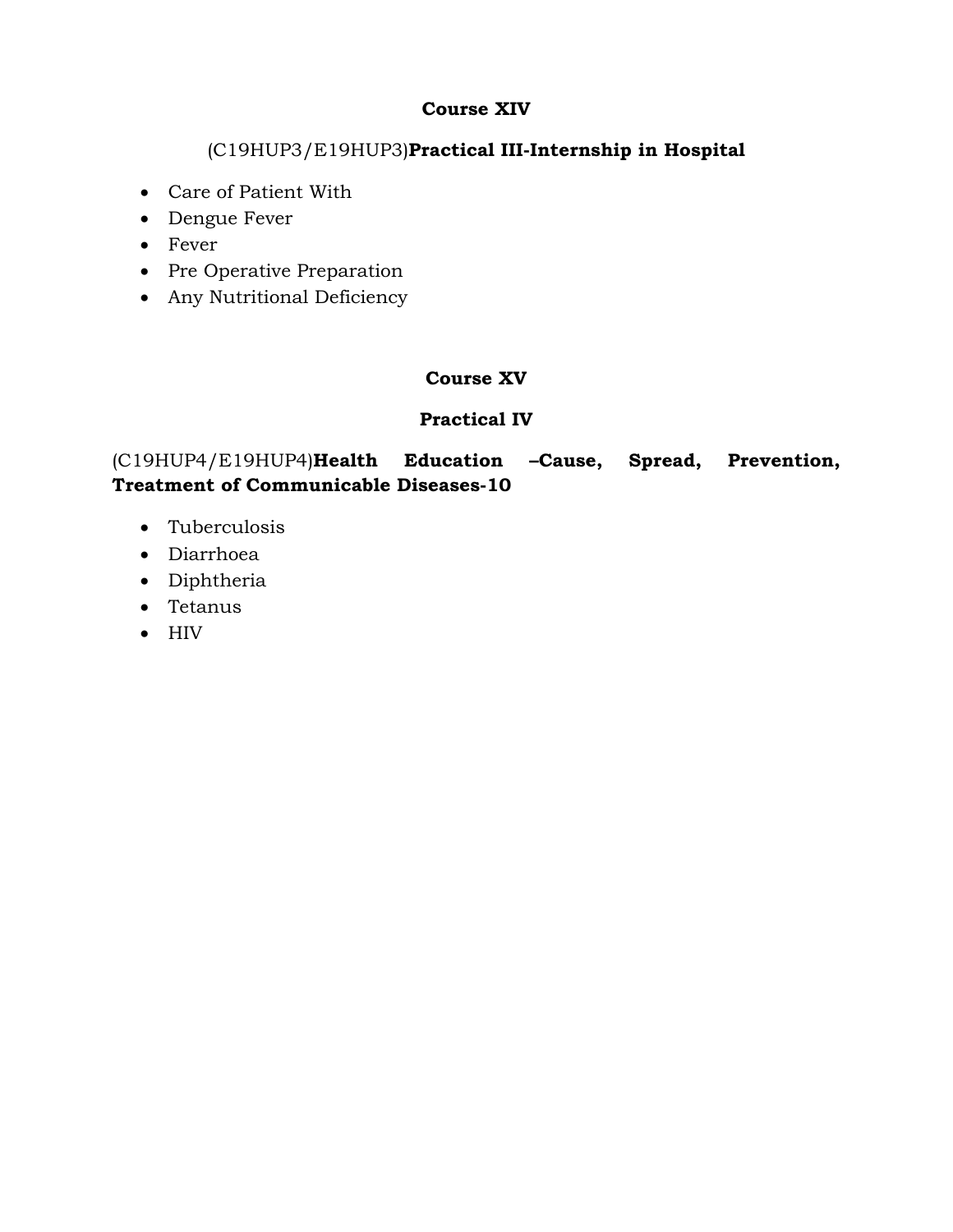**Course XIV**

(C19HUP3/E19HUP3)**Practical III-Internship in Hospital**

- Care of Patient With
- Dengue Fever
- Fever
- Pre Operative Preparation
- Any Nutritional Deficiency

**Course XV**

**Practical IV**

(C19HUP4/E19HUP4)**Health Education –Cause, Spread, Prevention, Treatment of Communicable Diseases-10**

- Tuberculosis
- Diarrhoea
- Diphtheria
- Tetanus
- HIV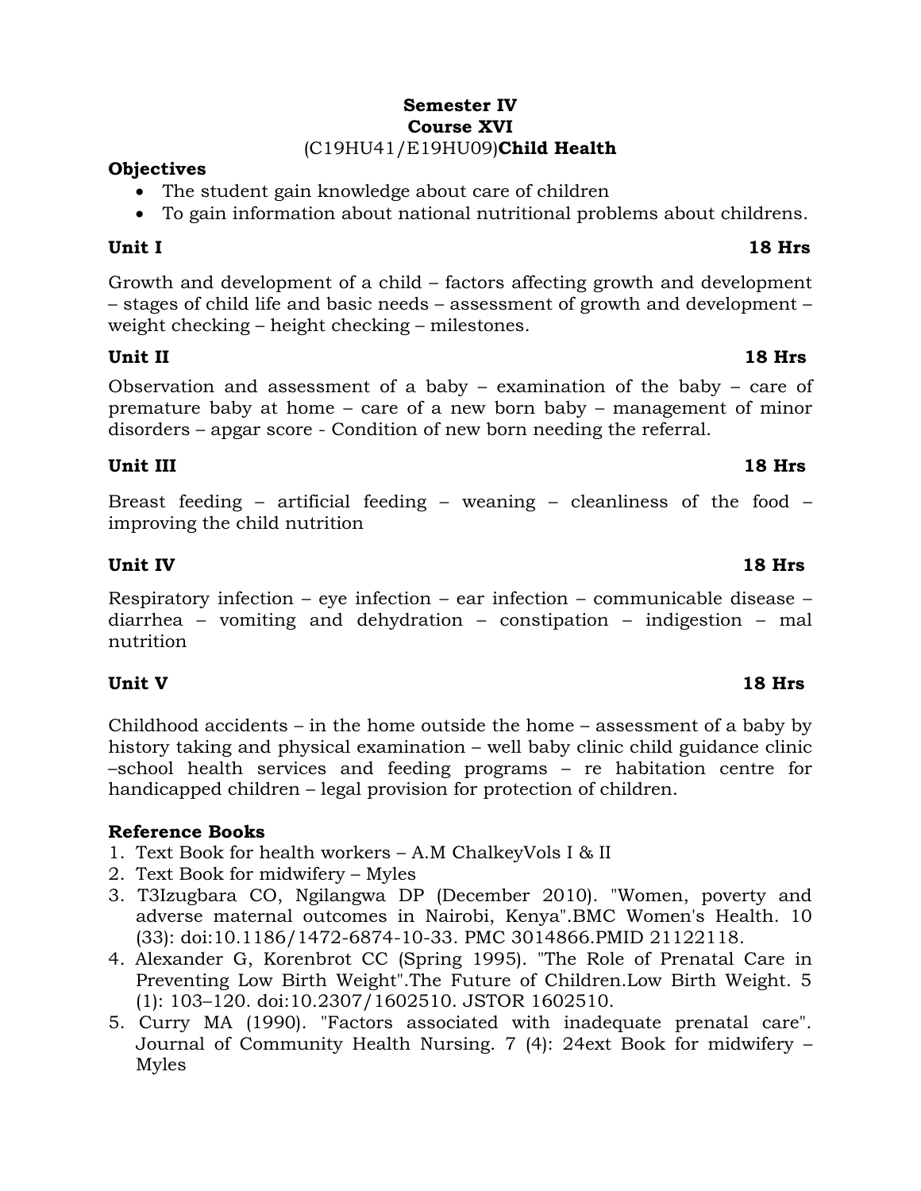**Semester IV**
**Course XVI**
(C19HU41/E19HU09)**Child Health**

**Objectives**

- The student gain knowledge about care of children
- To gain information about national nutritional problems about childrens.

**Unit I** **18 Hrs**

Growth and development of a child – factors affecting growth and development – stages of child life and basic needs – assessment of growth and development – weight checking – height checking – milestones.

**Unit II** **18 Hrs**

Observation and assessment of a baby – examination of the baby – care of premature baby at home – care of a new born baby – management of minor disorders – apgar score - Condition of new born needing the referral.

**Unit III** **18 Hrs**

Breast feeding – artificial feeding – weaning – cleanliness of the food – improving the child nutrition

**Unit IV** **18 Hrs**

Respiratory infection – eye infection – ear infection – communicable disease – diarrhea – vomiting and dehydration – constipation – indigestion – mal nutrition

**Unit V** **18 Hrs**

Childhood accidents – in the home outside the home – assessment of a baby by history taking and physical examination – well baby clinic child guidance clinic –school health services and feeding programs – re habitation centre for handicapped children – legal provision for protection of children.

**Reference Books**

1. Text Book for health workers – A.M ChalkeyVols I & II
2. Text Book for midwifery – Myles
3. T3Izugbara CO, Ngilangwa DP (December 2010). "Women, poverty and adverse maternal outcomes in Nairobi, Kenya".BMC Women's Health. 10 (33): doi:10.1186/1472-6874-10-33. PMC 3014866.PMID 21122118.
4. Alexander G, Korenbrot CC (Spring 1995). "The Role of Prenatal Care in Preventing Low Birth Weight".The Future of Children.Low Birth Weight. 5 (1): 103–120. doi:10.2307/1602510. JSTOR 1602510.
5. Curry MA (1990). "Factors associated with inadequate prenatal care". Journal of Community Health Nursing. 7 (4): 24ext Book for midwifery – Myles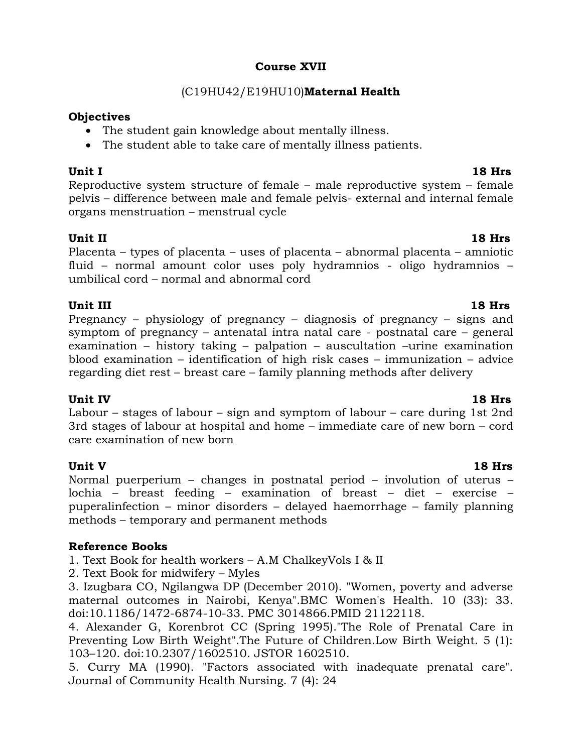## Course XVII

### (C19HU42/E19HU10)**Maternal Health**

**Objectives**

- The student gain knowledge about mentally illness.
- The student able to take care of mentally illness patients.

**Unit I** **18 Hrs**

Reproductive system structure of female – male reproductive system – female pelvis – difference between male and female pelvis- external and internal female organs menstruation – menstrual cycle

**Unit II** **18 Hrs**

Placenta – types of placenta – uses of placenta – abnormal placenta – amniotic fluid – normal amount color uses poly hydramnios - oligo hydramnios – umbilical cord – normal and abnormal cord

**Unit III** **18 Hrs**

Pregnancy – physiology of pregnancy – diagnosis of pregnancy – signs and symptom of pregnancy – antenatal intra natal care - postnatal care – general examination – history taking – palpation – auscultation –urine examination blood examination – identification of high risk cases – immunization – advice regarding diet rest – breast care – family planning methods after delivery

**Unit IV** **18 Hrs**

Labour – stages of labour – sign and symptom of labour – care during 1st 2nd 3rd stages of labour at hospital and home – immediate care of new born – cord care examination of new born

**Unit V** **18 Hrs**

Normal puerperium – changes in postnatal period – involution of uterus – lochia – breast feeding – examination of breast – diet – exercise – puperalinfection – minor disorders – delayed haemorrhage – family planning methods – temporary and permanent methods

**Reference Books**

1. Text Book for health workers – A.M ChalkeyVols I & II
2. Text Book for midwifery – Myles
3. Izugbara CO, Ngilangwa DP (December 2010). "Women, poverty and adverse maternal outcomes in Nairobi, Kenya".BMC Women's Health. 10 (33): 33. doi:10.1186/1472-6874-10-33. PMC 3014866.PMID 21122118.
4. Alexander G, Korenbrot CC (Spring 1995)."The Role of Prenatal Care in Preventing Low Birth Weight".The Future of Children.Low Birth Weight. 5 (1): 103–120. doi:10.2307/1602510. JSTOR 1602510.
5. Curry MA (1990). "Factors associated with inadequate prenatal care". Journal of Community Health Nursing. 7 (4): 24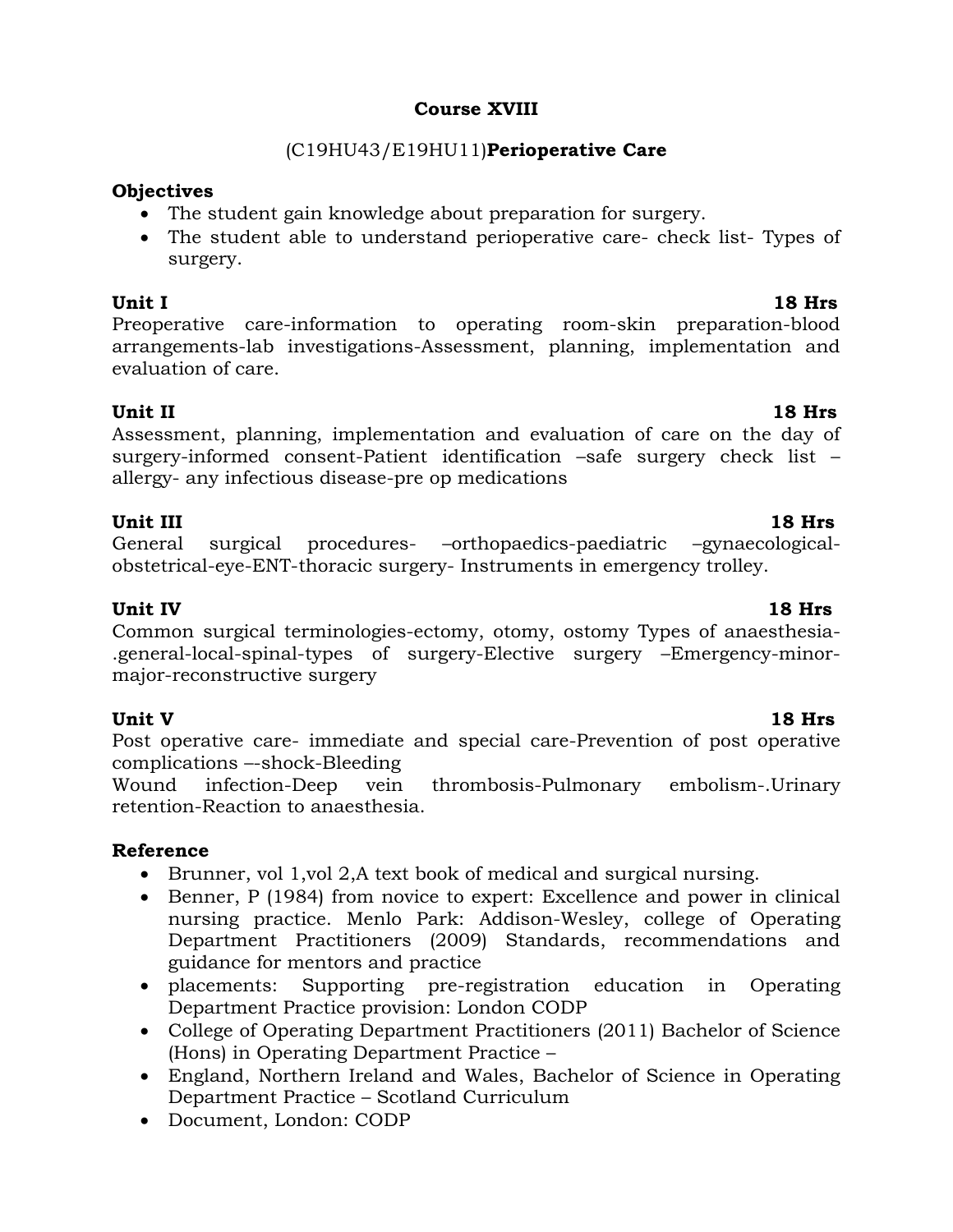## Course XVIII

### (C19HU43/E19HU11)**Perioperative Care**

**Objectives**

- The student gain knowledge about preparation for surgery.
- The student able to understand perioperative care- check list- Types of surgery.

**Unit I** **18 Hrs**

Preoperative care-information to operating room-skin preparation-blood arrangements-lab investigations-Assessment, planning, implementation and evaluation of care.

**Unit II** **18 Hrs**

Assessment, planning, implementation and evaluation of care on the day of surgery-informed consent-Patient identification –safe surgery check list –allergy- any infectious disease-pre op medications

**Unit III** **18 Hrs**

General surgical procedures- –orthopaedics-paediatric –gynaecological-obstetrical-eye-ENT-thoracic surgery- Instruments in emergency trolley.

**Unit IV** **18 Hrs**

Common surgical terminologies-ectomy, otomy, ostomy Types of anaesthesia-.general-local-spinal-types of surgery-Elective surgery –Emergency-minor-major-reconstructive surgery

**Unit V** **18 Hrs**

Post operative care- immediate and special care-Prevention of post operative complications –-shock-Bleeding
Wound infection-Deep vein thrombosis-Pulmonary embolism-.Urinary retention-Reaction to anaesthesia.

**Reference**

- Brunner, vol 1,vol 2,A text book of medical and surgical nursing.
- Benner, P (1984) from novice to expert: Excellence and power in clinical nursing practice. Menlo Park: Addison-Wesley, college of Operating Department Practitioners (2009) Standards, recommendations and guidance for mentors and practice
- placements: Supporting pre-registration education in Operating Department Practice provision: London CODP
- College of Operating Department Practitioners (2011) Bachelor of Science (Hons) in Operating Department Practice –
- England, Northern Ireland and Wales, Bachelor of Science in Operating Department Practice – Scotland Curriculum
- Document, London: CODP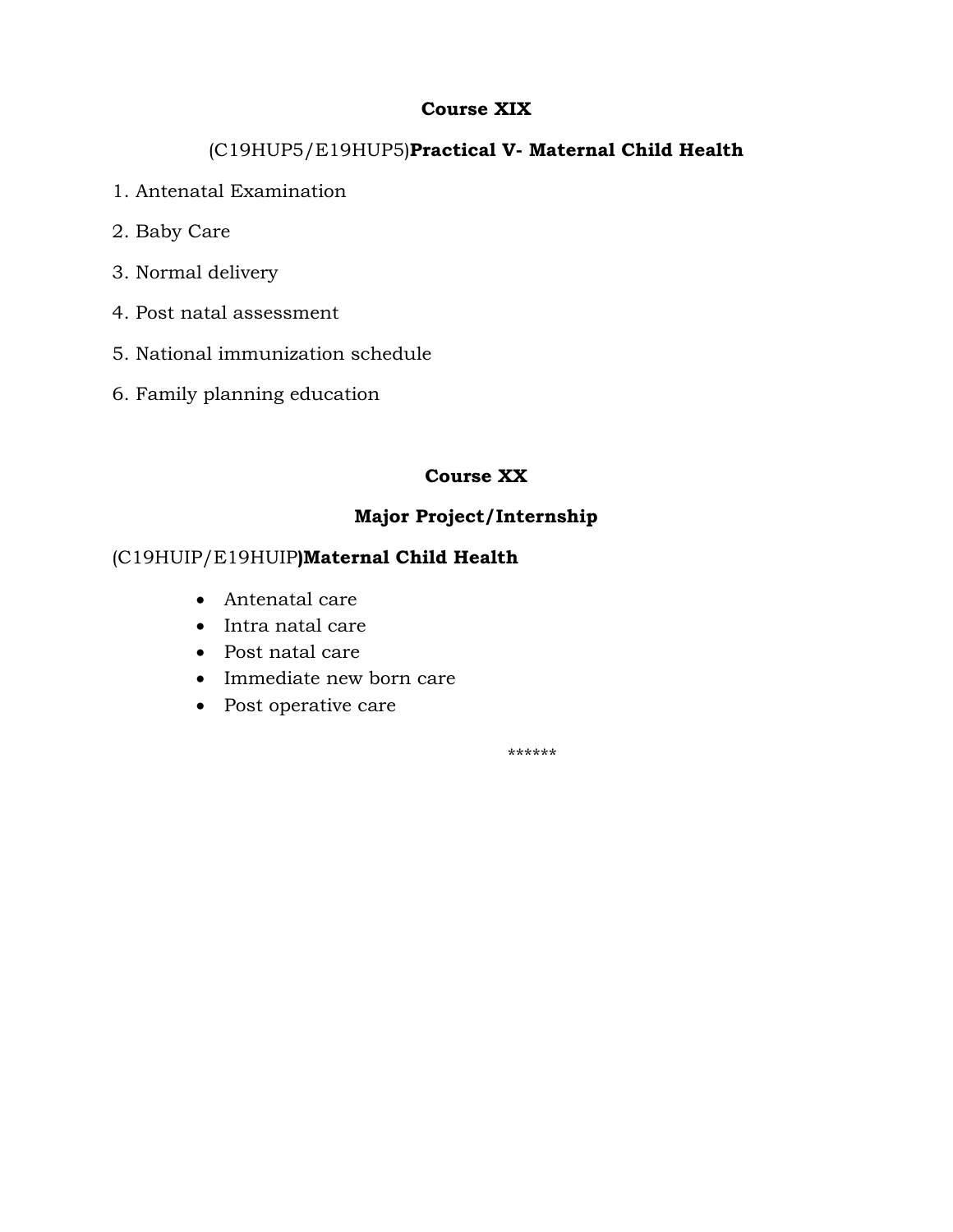**Course XIX**

(C19HUP5/E19HUP5)**Practical V- Maternal Child Health**

1. Antenatal Examination
2. Baby Care
3. Normal delivery
4. Post natal assessment
5. National immunization schedule
6. Family planning education

**Course XX**

**Major Project/Internship**

(C19HUIP/E19HUIP**)Maternal Child Health**

- Antenatal care
- Intra natal care
- Post natal care
- Immediate new born care
- Post operative care

******